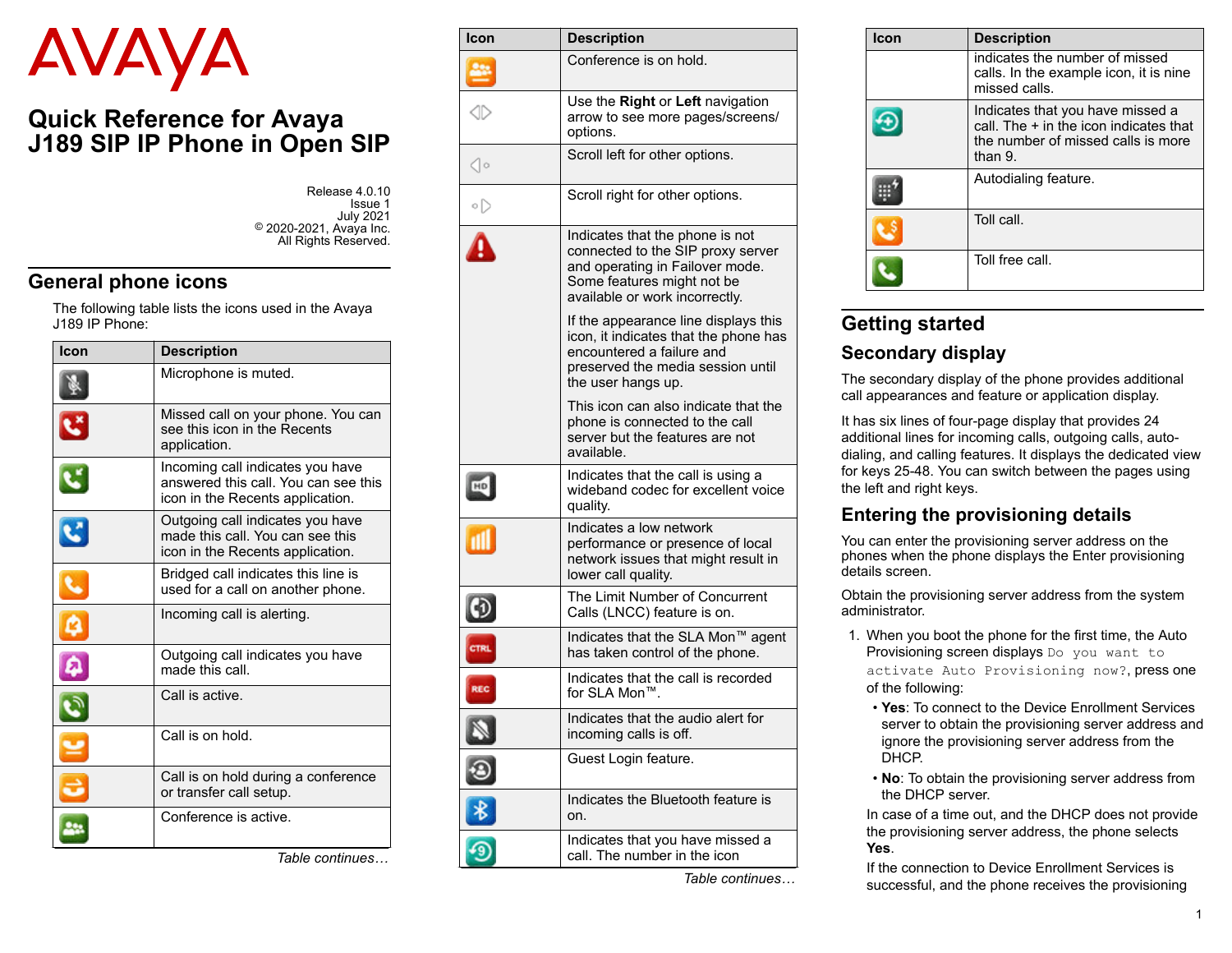AVAYA

# Quick Reference for Avaya J189 SIP IP Phone in Open SIP

Release 4.0.10
Issue 1
July 2021
© 2020-2021, Avaya Inc.
All Rights Reserved.

## General phone icons

The following table lists the icons used in the Avaya J189 IP Phone:

| Icon | Description |
|---|---|
| | Microphone is muted. |
| | Missed call on your phone. You can see this icon in the Recents application. |
| | Incoming call indicates you have answered this call. You can see this icon in the Recents application. |
| | Outgoing call indicates you have made this call. You can see this icon in the Recents application. |
| | Bridged call indicates this line is used for a call on another phone. |
| | Incoming call is alerting. |
| | Outgoing call indicates you have made this call. |
| | Call is active. |
| | Call is on hold. |
| | Call is on hold during a conference or transfer call setup. |
| | Conference is active. |
| | Conference is on hold. |
| | Use the **Right** or **Left** navigation arrow to see more pages/screens/options. |
| | Scroll left for other options. |
| | Scroll right for other options. |
| | Indicates that the phone is not connected to the SIP proxy server and operating in Failover mode. Some features might not be available or work incorrectly. If the appearance line displays this icon, it indicates that the phone has encountered a failure and preserved the media session until the user hangs up. This icon can also indicate that the phone is connected to the call server but the features are not available. |
| | Indicates that the call is using a wideband codec for excellent voice quality. |
| | Indicates a low network performance or presence of local network issues that might result in lower call quality. |
| | The Limit Number of Concurrent Calls (LNCC) feature is on. |
| | Indicates that the SLA Mon™ agent has taken control of the phone. |
| | Indicates that the call is recorded for SLA Mon™. |
| | Indicates that the audio alert for incoming calls is off. |
| | Guest Login feature. |
| | Indicates the Bluetooth feature is on. |
| | Indicates that you have missed a call. The number in the icon indicates the number of missed calls. In the example icon, it is nine missed calls. |
| | Indicates that you have missed a call. The + in the icon indicates that the number of missed calls is more than 9. |
| | Autodialing feature. |
| | Toll call. |
| | Toll free call. |

## Getting started

### Secondary display

The secondary display of the phone provides additional call appearances and feature or application display.

It has six lines of four-page display that provides 24 additional lines for incoming calls, outgoing calls, auto-dialing, and calling features. It displays the dedicated view for keys 25-48. You can switch between the pages using the left and right keys.

### Entering the provisioning details

You can enter the provisioning server address on the phones when the phone displays the Enter provisioning details screen.

Obtain the provisioning server address from the system administrator.

1. When you boot the phone for the first time, the Auto Provisioning screen displays `Do you want to activate Auto Provisioning now?`, press one of the following:
   - **Yes**: To connect to the Device Enrollment Services server to obtain the provisioning server address and ignore the provisioning server address from the DHCP.
   - **No**: To obtain the provisioning server address from the DHCP server.

   In case of a time out, and the DHCP does not provide the provisioning server address, the phone selects **Yes**.

   If the connection to Device Enrollment Services is successful, and the phone receives the provisioning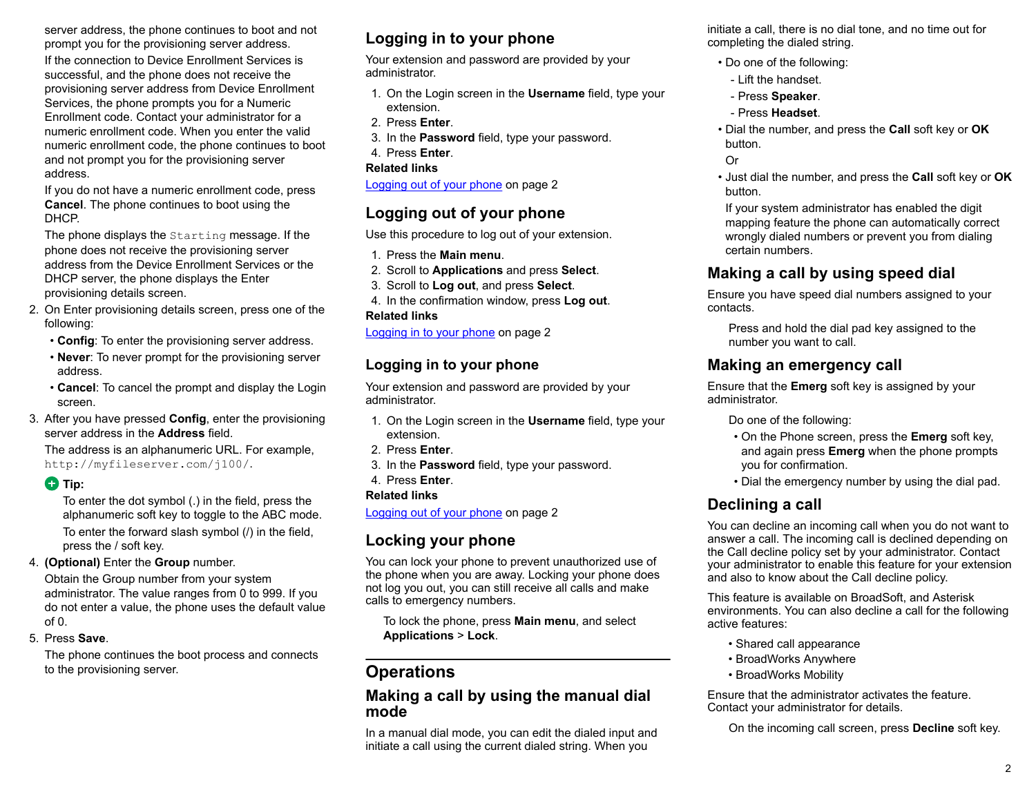server address, the phone continues to boot and not prompt you for the provisioning server address.

If the connection to Device Enrollment Services is successful, and the phone does not receive the provisioning server address from Device Enrollment Services, the phone prompts you for a Numeric Enrollment code. Contact your administrator for a numeric enrollment code. When you enter the valid numeric enrollment code, the phone continues to boot and not prompt you for the provisioning server address.

If you do not have a numeric enrollment code, press **Cancel**. The phone continues to boot using the DHCP.

The phone displays the `Starting` message. If the phone does not receive the provisioning server address from the Device Enrollment Services or the DHCP server, the phone displays the Enter provisioning details screen.

2. On Enter provisioning details screen, press one of the following:
   - **Config**: To enter the provisioning server address.
   - **Never**: To never prompt for the provisioning server address.
   - **Cancel**: To cancel the prompt and display the Login screen.
3. After you have pressed **Config**, enter the provisioning server address in the **Address** field.

   The address is an alphanumeric URL. For example, `http://myfileserver.com/j100/`.

   **Tip:**

   To enter the dot symbol (.) in the field, press the alphanumeric soft key to toggle to the ABC mode.

   To enter the forward slash symbol (/) in the field, press the / soft key.
4. **(Optional)** Enter the **Group** number.

   Obtain the Group number from your system administrator. The value ranges from 0 to 999. If you do not enter a value, the phone uses the default value of 0.
5. Press **Save**.

   The phone continues the boot process and connects to the provisioning server.

## Logging in to your phone

Your extension and password are provided by your administrator.

1. On the Login screen in the **Username** field, type your extension.
2. Press **Enter**.
3. In the **Password** field, type your password.
4. Press **Enter**.

**Related links**

Logging out of your phone on page 2

## Logging out of your phone

Use this procedure to log out of your extension.

1. Press the **Main menu**.
2. Scroll to **Applications** and press **Select**.
3. Scroll to **Log out**, and press **Select**.
4. In the confirmation window, press **Log out**.

**Related links**

Logging in to your phone on page 2

## Logging in to your phone

Your extension and password are provided by your administrator.

1. On the Login screen in the **Username** field, type your extension.
2. Press **Enter**.
3. In the **Password** field, type your password.
4. Press **Enter**.

**Related links**

Logging out of your phone on page 2

## Locking your phone

You can lock your phone to prevent unauthorized use of the phone when you are away. Locking your phone does not log you out, you can still receive all calls and make calls to emergency numbers.

To lock the phone, press **Main menu**, and select **Applications** > **Lock**.

# Operations

## Making a call by using the manual dial mode

In a manual dial mode, you can edit the dialed input and initiate a call using the current dialed string. When you initiate a call, there is no dial tone, and no time out for completing the dialed string.

- Do one of the following:
  - Lift the handset.
  - Press **Speaker**.
  - Press **Headset**.
- Dial the number, and press the **Call** soft key or **OK** button.

  Or
- Just dial the number, and press the **Call** soft key or **OK** button.

  If your system administrator has enabled the digit mapping feature the phone can automatically correct wrongly dialed numbers or prevent you from dialing certain numbers.

## Making a call by using speed dial

Ensure you have speed dial numbers assigned to your contacts.

Press and hold the dial pad key assigned to the number you want to call.

## Making an emergency call

Ensure that the **Emerg** soft key is assigned by your administrator.

Do one of the following:

- On the Phone screen, press the **Emerg** soft key, and again press **Emerg** when the phone prompts you for confirmation.
- Dial the emergency number by using the dial pad.

## Declining a call

You can decline an incoming call when you do not want to answer a call. The incoming call is declined depending on the Call decline policy set by your administrator. Contact your administrator to enable this feature for your extension and also to know about the Call decline policy.

This feature is available on BroadSoft, and Asterisk environments. You can also decline a call for the following active features:

- Shared call appearance
- BroadWorks Anywhere
- BroadWorks Mobility

Ensure that the administrator activates the feature. Contact your administrator for details.

On the incoming call screen, press **Decline** soft key.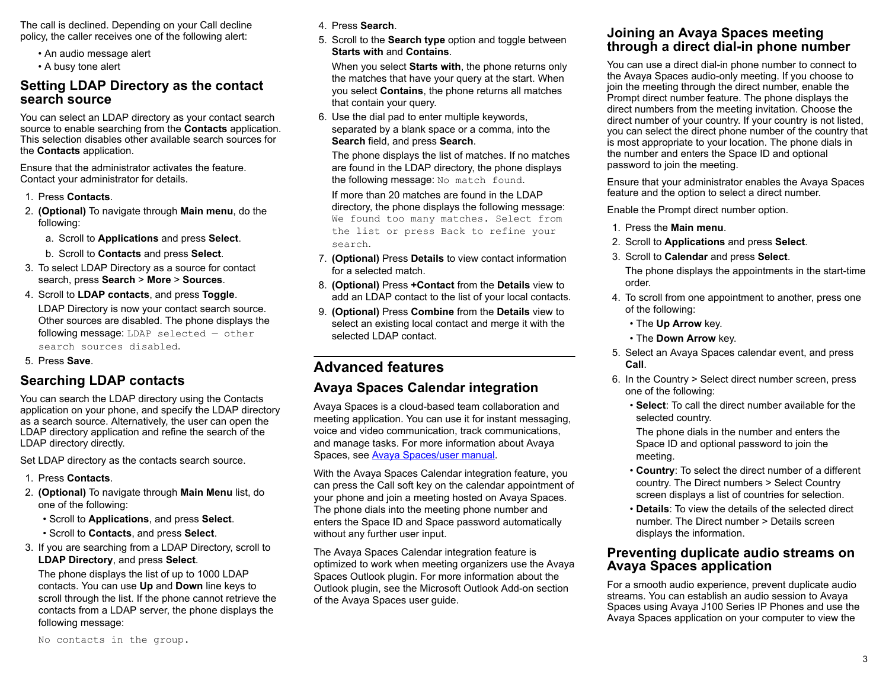The call is declined. Depending on your Call decline policy, the caller receives one of the following alert:

- An audio message alert
- A busy tone alert

## Setting LDAP Directory as the contact search source

You can select an LDAP directory as your contact search source to enable searching from the **Contacts** application. This selection disables other available search sources for the **Contacts** application.

Ensure that the administrator activates the feature. Contact your administrator for details.

1. Press **Contacts**.
2. **(Optional)** To navigate through **Main menu**, do the following:
   a. Scroll to **Applications** and press **Select**.
   b. Scroll to **Contacts** and press **Select**.
3. To select LDAP Directory as a source for contact search, press **Search** > **More** > **Sources**.
4. Scroll to **LDAP contacts**, and press **Toggle**.

   LDAP Directory is now your contact search source. Other sources are disabled. The phone displays the following message: `LDAP selected — other search sources disabled`.
5. Press **Save**.

## Searching LDAP contacts

You can search the LDAP directory using the Contacts application on your phone, and specify the LDAP directory as a search source. Alternatively, the user can open the LDAP directory application and refine the search of the LDAP directory directly.

Set LDAP directory as the contacts search source.

1. Press **Contacts**.
2. **(Optional)** To navigate through **Main Menu** list, do one of the following:
   - Scroll to **Applications**, and press **Select**.
   - Scroll to **Contacts**, and press **Select**.
3. If you are searching from a LDAP Directory, scroll to **LDAP Directory**, and press **Select**.

   The phone displays the list of up to 1000 LDAP contacts. You can use **Up** and **Down** line keys to scroll through the list. If the phone cannot retrieve the contacts from a LDAP server, the phone displays the following message:

   `No contacts in the group.`
4. Press **Search**.
5. Scroll to the **Search type** option and toggle between **Starts with** and **Contains**.

   When you select **Starts with**, the phone returns only the matches that have your query at the start. When you select **Contains**, the phone returns all matches that contain your query.
6. Use the dial pad to enter multiple keywords, separated by a blank space or a comma, into the **Search** field, and press **Search**.

   The phone displays the list of matches. If no matches are found in the LDAP directory, the phone displays the following message: `No match found`.

   If more than 20 matches are found in the LDAP directory, the phone displays the following message: `We found too many matches. Select from the list or press Back to refine your search`.
7. **(Optional)** Press **Details** to view contact information for a selected match.
8. **(Optional)** Press **+Contact** from the **Details** view to add an LDAP contact to the list of your local contacts.
9. **(Optional)** Press **Combine** from the **Details** view to select an existing local contact and merge it with the selected LDAP contact.

# Advanced features

## Avaya Spaces Calendar integration

Avaya Spaces is a cloud-based team collaboration and meeting application. You can use it for instant messaging, voice and video communication, track communications, and manage tasks. For more information about Avaya Spaces, see [Avaya Spaces/user manual](Avaya Spaces/user manual).

With the Avaya Spaces Calendar integration feature, you can press the Call soft key on the calendar appointment of your phone and join a meeting hosted on Avaya Spaces. The phone dials into the meeting phone number and enters the Space ID and Space password automatically without any further user input.

The Avaya Spaces Calendar integration feature is optimized to work when meeting organizers use the Avaya Spaces Outlook plugin. For more information about the Outlook plugin, see the Microsoft Outlook Add-on section of the Avaya Spaces user guide.

## Joining an Avaya Spaces meeting through a direct dial-in phone number

You can use a direct dial-in phone number to connect to the Avaya Spaces audio-only meeting. If you choose to join the meeting through the direct number, enable the Prompt direct number feature. The phone displays the direct numbers from the meeting invitation. Choose the direct number of your country. If your country is not listed, you can select the direct phone number of the country that is most appropriate to your location. The phone dials in the number and enters the Space ID and optional password to join the meeting.

Ensure that your administrator enables the Avaya Spaces feature and the option to select a direct number.

Enable the Prompt direct number option.

1. Press the **Main menu**.
2. Scroll to **Applications** and press **Select**.
3. Scroll to **Calendar** and press **Select**.

   The phone displays the appointments in the start-time order.
4. To scroll from one appointment to another, press one of the following:
   - The **Up Arrow** key.
   - The **Down Arrow** key.
5. Select an Avaya Spaces calendar event, and press **Call**.
6. In the Country > Select direct number screen, press one of the following:
   - **Select**: To call the direct number available for the selected country.

     The phone dials in the number and enters the Space ID and optional password to join the meeting.
   - **Country**: To select the direct number of a different country. The Direct numbers > Select Country screen displays a list of countries for selection.
   - **Details**: To view the details of the selected direct number. The Direct number > Details screen displays the information.

## Preventing duplicate audio streams on Avaya Spaces application

For a smooth audio experience, prevent duplicate audio streams. You can establish an audio session to Avaya Spaces using Avaya J100 Series IP Phones and use the Avaya Spaces application on your computer to view the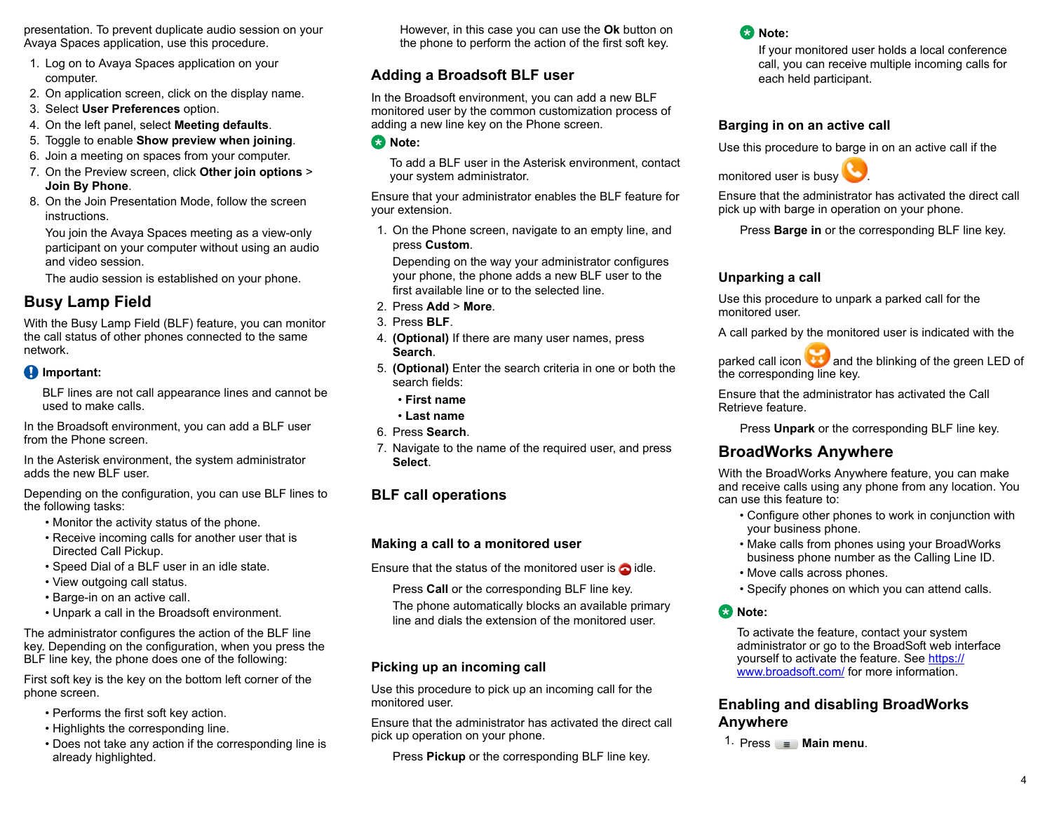presentation. To prevent duplicate audio session on your Avaya Spaces application, use this procedure.

1. Log on to Avaya Spaces application on your computer.
2. On application screen, click on the display name.
3. Select **User Preferences** option.
4. On the left panel, select **Meeting defaults**.
5. Toggle to enable **Show preview when joining**.
6. Join a meeting on spaces from your computer.
7. On the Preview screen, click **Other join options** > **Join By Phone**.
8. On the Join Presentation Mode, follow the screen instructions.

   You join the Avaya Spaces meeting as a view-only participant on your computer without using an audio and video session.

   The audio session is established on your phone.

## Busy Lamp Field

With the Busy Lamp Field (BLF) feature, you can monitor the call status of other phones connected to the same network.

**Important:**

BLF lines are not call appearance lines and cannot be used to make calls.

In the Broadsoft environment, you can add a BLF user from the Phone screen.

In the Asterisk environment, the system administrator adds the new BLF user.

Depending on the configuration, you can use BLF lines to the following tasks:

- Monitor the activity status of the phone.
- Receive incoming calls for another user that is Directed Call Pickup.
- Speed Dial of a BLF user in an idle state.
- View outgoing call status.
- Barge-in on an active call.
- Unpark a call in the Broadsoft environment.

The administrator configures the action of the BLF line key. Depending on the configuration, when you press the BLF line key, the phone does one of the following:

First soft key is the key on the bottom left corner of the phone screen.

- Performs the first soft key action.
- Highlights the corresponding line.
- Does not take any action if the corresponding line is already highlighted.

However, in this case you can use the **Ok** button on the phone to perform the action of the first soft key.

### Adding a Broadsoft BLF user

In the Broadsoft environment, you can add a new BLF monitored user by the common customization process of adding a new line key on the Phone screen.

**Note:**

To add a BLF user in the Asterisk environment, contact your system administrator.

Ensure that your administrator enables the BLF feature for your extension.

1. On the Phone screen, navigate to an empty line, and press **Custom**.

   Depending on the way your administrator configures your phone, the phone adds a new BLF user to the first available line or to the selected line.
2. Press **Add** > **More**.
3. Press **BLF**.
4. **(Optional)** If there are many user names, press **Search**.
5. **(Optional)** Enter the search criteria in one or both the search fields:
   - **First name**
   - **Last name**
6. Press **Search**.
7. Navigate to the name of the required user, and press **Select**.

### BLF call operations

#### Making a call to a monitored user

Ensure that the status of the monitored user is idle.

Press **Call** or the corresponding BLF line key.

The phone automatically blocks an available primary line and dials the extension of the monitored user.

#### Picking up an incoming call

Use this procedure to pick up an incoming call for the monitored user.

Ensure that the administrator has activated the direct call pick up operation on your phone.

Press **Pickup** or the corresponding BLF line key.

**Note:**

If your monitored user holds a local conference call, you can receive multiple incoming calls for each held participant.

#### Barging in on an active call

Use this procedure to barge in on an active call if the monitored user is busy.

Ensure that the administrator has activated the direct call pick up with barge in operation on your phone.

Press **Barge in** or the corresponding BLF line key.

#### Unparking a call

Use this procedure to unpark a parked call for the monitored user.

A call parked by the monitored user is indicated with the parked call icon and the blinking of the green LED of the corresponding line key.

Ensure that the administrator has activated the Call Retrieve feature.

Press **Unpark** or the corresponding BLF line key.

## BroadWorks Anywhere

With the BroadWorks Anywhere feature, you can make and receive calls using any phone from any location. You can use this feature to:

- Configure other phones to work in conjunction with your business phone.
- Make calls from phones using your BroadWorks business phone number as the Calling Line ID.
- Move calls across phones.
- Specify phones on which you can attend calls.

**Note:**

To activate the feature, contact your system administrator or go to the BroadSoft web interface yourself to activate the feature. See https://www.broadsoft.com/ for more information.

### Enabling and disabling BroadWorks Anywhere

1. Press **Main menu**.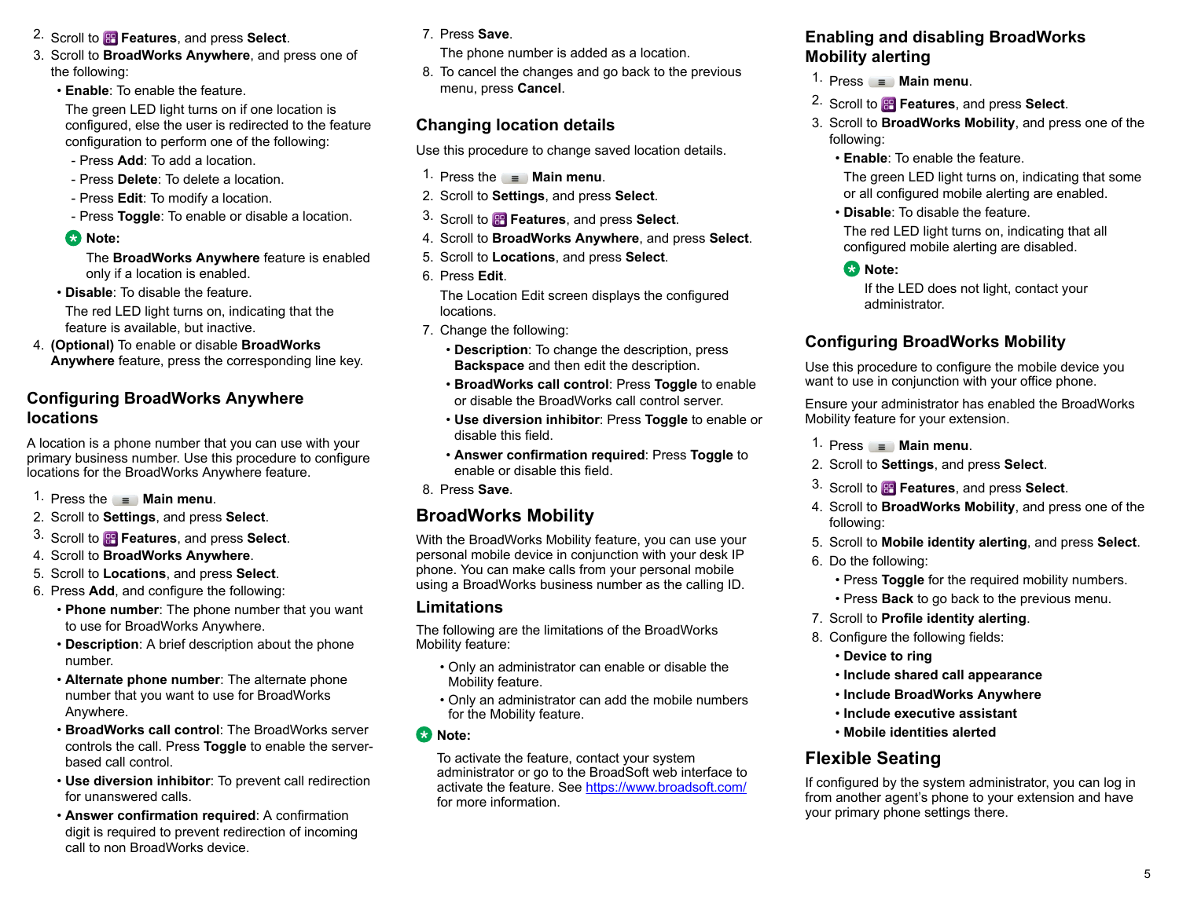2. Scroll to **Features**, and press **Select**.
3. Scroll to **BroadWorks Anywhere**, and press one of the following:
   - **Enable**: To enable the feature.

     The green LED light turns on if one location is configured, else the user is redirected to the feature configuration to perform one of the following:
     - Press **Add**: To add a location.
     - Press **Delete**: To delete a location.
     - Press **Edit**: To modify a location.
     - Press **Toggle**: To enable or disable a location.

     **Note:**

     The **BroadWorks Anywhere** feature is enabled only if a location is enabled.
   - **Disable**: To disable the feature.

     The red LED light turns on, indicating that the feature is available, but inactive.
4. **(Optional)** To enable or disable **BroadWorks Anywhere** feature, press the corresponding line key.

## Configuring BroadWorks Anywhere locations

A location is a phone number that you can use with your primary business number. Use this procedure to configure locations for the BroadWorks Anywhere feature.

1. Press the **Main menu**.
2. Scroll to **Settings**, and press **Select**.
3. Scroll to **Features**, and press **Select**.
4. Scroll to **BroadWorks Anywhere**.
5. Scroll to **Locations**, and press **Select**.
6. Press **Add**, and configure the following:
   - **Phone number**: The phone number that you want to use for BroadWorks Anywhere.
   - **Description**: A brief description about the phone number.
   - **Alternate phone number**: The alternate phone number that you want to use for BroadWorks Anywhere.
   - **BroadWorks call control**: The BroadWorks server controls the call. Press **Toggle** to enable the server-based call control.
   - **Use diversion inhibitor**: To prevent call redirection for unanswered calls.
   - **Answer confirmation required**: A confirmation digit is required to prevent redirection of incoming call to non BroadWorks device.
7. Press **Save**.

   The phone number is added as a location.
8. To cancel the changes and go back to the previous menu, press **Cancel**.

## Changing location details

Use this procedure to change saved location details.

1. Press the **Main menu**.
2. Scroll to **Settings**, and press **Select**.
3. Scroll to **Features**, and press **Select**.
4. Scroll to **BroadWorks Anywhere**, and press **Select**.
5. Scroll to **Locations**, and press **Select**.
6. Press **Edit**.

   The Location Edit screen displays the configured locations.
7. Change the following:
   - **Description**: To change the description, press **Backspace** and then edit the description.
   - **BroadWorks call control**: Press **Toggle** to enable or disable the BroadWorks call control server.
   - **Use diversion inhibitor**: Press **Toggle** to enable or disable this field.
   - **Answer confirmation required**: Press **Toggle** to enable or disable this field.
8. Press **Save**.

## BroadWorks Mobility

With the BroadWorks Mobility feature, you can use your personal mobile device in conjunction with your desk IP phone. You can make calls from your personal mobile using a BroadWorks business number as the calling ID.

### Limitations

The following are the limitations of the BroadWorks Mobility feature:

- Only an administrator can enable or disable the Mobility feature.
- Only an administrator can add the mobile numbers for the Mobility feature.

**Note:**

To activate the feature, contact your system administrator or go to the BroadSoft web interface to activate the feature. See https://www.broadsoft.com/ for more information.

## Enabling and disabling BroadWorks Mobility alerting

1. Press **Main menu**.
2. Scroll to **Features**, and press **Select**.
3. Scroll to **BroadWorks Mobility**, and press one of the following:
   - **Enable**: To enable the feature.

     The green LED light turns on, indicating that some or all configured mobile alerting are enabled.
   - **Disable**: To disable the feature.

     The red LED light turns on, indicating that all configured mobile alerting are disabled.

     **Note:**

     If the LED does not light, contact your administrator.

## Configuring BroadWorks Mobility

Use this procedure to configure the mobile device you want to use in conjunction with your office phone.

Ensure your administrator has enabled the BroadWorks Mobility feature for your extension.

1. Press **Main menu**.
2. Scroll to **Settings**, and press **Select**.
3. Scroll to **Features**, and press **Select**.
4. Scroll to **BroadWorks Mobility**, and press one of the following:
5. Scroll to **Mobile identity alerting**, and press **Select**.
6. Do the following:
   - Press **Toggle** for the required mobility numbers.
   - Press **Back** to go back to the previous menu.
7. Scroll to **Profile identity alerting**.
8. Configure the following fields:
   - **Device to ring**
   - **Include shared call appearance**
   - **Include BroadWorks Anywhere**
   - **Include executive assistant**
   - **Mobile identities alerted**

## Flexible Seating

If configured by the system administrator, you can log in from another agent's phone to your extension and have your primary phone settings there.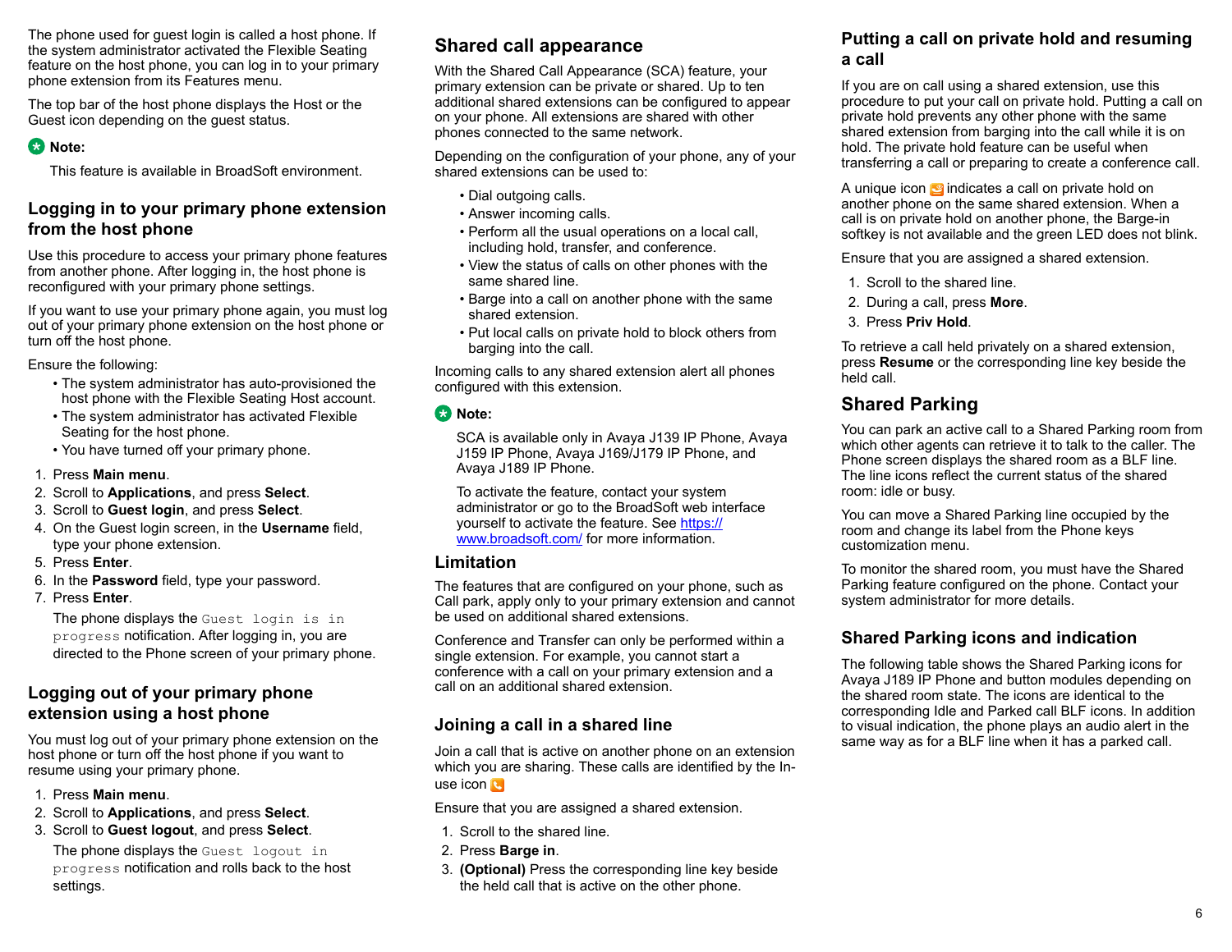The phone used for guest login is called a host phone. If the system administrator activated the Flexible Seating feature on the host phone, you can log in to your primary phone extension from its Features menu.

The top bar of the host phone displays the Host or the Guest icon depending on the guest status.

**Note:**

This feature is available in BroadSoft environment.

## Logging in to your primary phone extension from the host phone

Use this procedure to access your primary phone features from another phone. After logging in, the host phone is reconfigured with your primary phone settings.

If you want to use your primary phone again, you must log out of your primary phone extension on the host phone or turn off the host phone.

Ensure the following:

- The system administrator has auto-provisioned the host phone with the Flexible Seating Host account.
- The system administrator has activated Flexible Seating for the host phone.
- You have turned off your primary phone.

1. Press **Main menu**.
2. Scroll to **Applications**, and press **Select**.
3. Scroll to **Guest login**, and press **Select**.
4. On the Guest login screen, in the **Username** field, type your phone extension.
5. Press **Enter**.
6. In the **Password** field, type your password.
7. Press **Enter**.

   The phone displays the `Guest login is in progress` notification. After logging in, you are directed to the Phone screen of your primary phone.

## Logging out of your primary phone extension using a host phone

You must log out of your primary phone extension on the host phone or turn off the host phone if you want to resume using your primary phone.

1. Press **Main menu**.
2. Scroll to **Applications**, and press **Select**.
3. Scroll to **Guest logout**, and press **Select**.

   The phone displays the `Guest logout in progress` notification and rolls back to the host settings.

## Shared call appearance

With the Shared Call Appearance (SCA) feature, your primary extension can be private or shared. Up to ten additional shared extensions can be configured to appear on your phone. All extensions are shared with other phones connected to the same network.

Depending on the configuration of your phone, any of your shared extensions can be used to:

- Dial outgoing calls.
- Answer incoming calls.
- Perform all the usual operations on a local call, including hold, transfer, and conference.
- View the status of calls on other phones with the same shared line.
- Barge into a call on another phone with the same shared extension.
- Put local calls on private hold to block others from barging into the call.

Incoming calls to any shared extension alert all phones configured with this extension.

**Note:**

SCA is available only in Avaya J139 IP Phone, Avaya J159 IP Phone, Avaya J169/J179 IP Phone, and Avaya J189 IP Phone.

To activate the feature, contact your system administrator or go to the BroadSoft web interface yourself to activate the feature. See https://www.broadsoft.com/ for more information.

### Limitation

The features that are configured on your phone, such as Call park, apply only to your primary extension and cannot be used on additional shared extensions.

Conference and Transfer can only be performed within a single extension. For example, you cannot start a conference with a call on your primary extension and a call on an additional shared extension.

## Joining a call in a shared line

Join a call that is active on another phone on an extension which you are sharing. These calls are identified by the In-use icon.

Ensure that you are assigned a shared extension.

1. Scroll to the shared line.
2. Press **Barge in**.
3. **(Optional)** Press the corresponding line key beside the held call that is active on the other phone.

## Putting a call on private hold and resuming a call

If you are on call using a shared extension, use this procedure to put your call on private hold. Putting a call on private hold prevents any other phone with the same shared extension from barging into the call while it is on hold. The private hold feature can be useful when transferring a call or preparing to create a conference call.

A unique icon indicates a call on private hold on another phone on the same shared extension. When a call is on private hold on another phone, the Barge-in softkey is not available and the green LED does not blink.

Ensure that you are assigned a shared extension.

1. Scroll to the shared line.
2. During a call, press **More**.
3. Press **Priv Hold**.

To retrieve a call held privately on a shared extension, press **Resume** or the corresponding line key beside the held call.

## Shared Parking

You can park an active call to a Shared Parking room from which other agents can retrieve it to talk to the caller. The Phone screen displays the shared room as a BLF line. The line icons reflect the current status of the shared room: idle or busy.

You can move a Shared Parking line occupied by the room and change its label from the Phone keys customization menu.

To monitor the shared room, you must have the Shared Parking feature configured on the phone. Contact your system administrator for more details.

## Shared Parking icons and indication

The following table shows the Shared Parking icons for Avaya J189 IP Phone and button modules depending on the shared room state. The icons are identical to the corresponding Idle and Parked call BLF icons. In addition to visual indication, the phone plays an audio alert in the same way as for a BLF line when it has a parked call.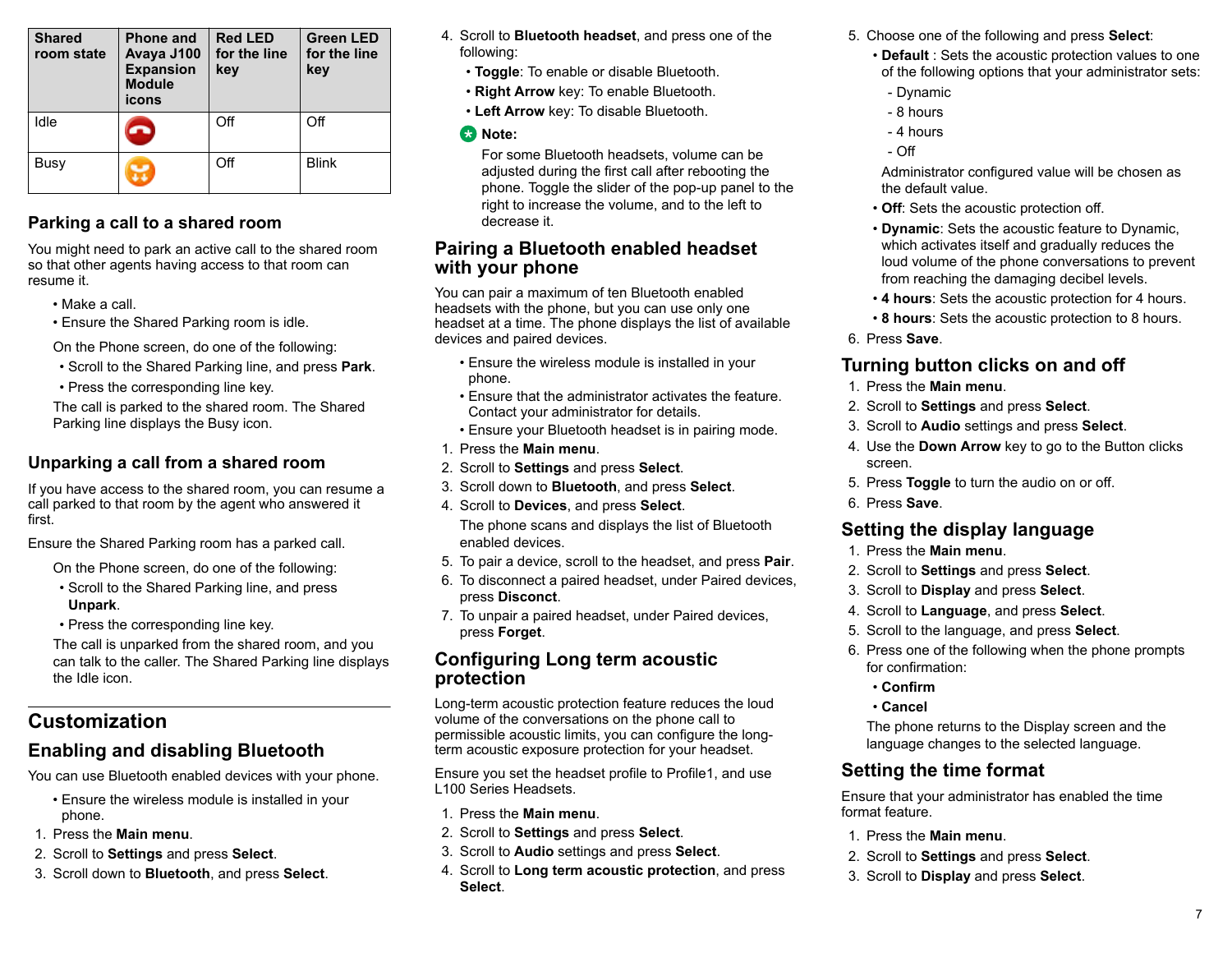| Shared room state | Phone and Avaya J100 Expansion Module icons | Red LED for the line key | Green LED for the line key |
|---|---|---|---|
| Idle | | Off | Off |
| Busy | | Off | Blink |

## Parking a call to a shared room

You might need to park an active call to the shared room so that other agents having access to that room can resume it.

- Make a call.
- Ensure the Shared Parking room is idle.

On the Phone screen, do one of the following:

- Scroll to the Shared Parking line, and press **Park**.
- Press the corresponding line key.

The call is parked to the shared room. The Shared Parking line displays the Busy icon.

## Unparking a call from a shared room

If you have access to the shared room, you can resume a call parked to that room by the agent who answered it first.

Ensure the Shared Parking room has a parked call.

On the Phone screen, do one of the following:

- Scroll to the Shared Parking line, and press **Unpark**.
- Press the corresponding line key.

The call is unparked from the shared room, and you can talk to the caller. The Shared Parking line displays the Idle icon.

# Customization

## Enabling and disabling Bluetooth

You can use Bluetooth enabled devices with your phone.

- Ensure the wireless module is installed in your phone.

1. Press the **Main menu**.
2. Scroll to **Settings** and press **Select**.
3. Scroll down to **Bluetooth**, and press **Select**.
4. Scroll to **Bluetooth headset**, and press one of the following:
   - **Toggle**: To enable or disable Bluetooth.
   - **Right Arrow** key: To enable Bluetooth.
   - **Left Arrow** key: To disable Bluetooth.

**Note:**

For some Bluetooth headsets, volume can be adjusted during the first call after rebooting the phone. Toggle the slider of the pop-up panel to the right to increase the volume, and to the left to decrease it.

## Pairing a Bluetooth enabled headset with your phone

You can pair a maximum of ten Bluetooth enabled headsets with the phone, but you can use only one headset at a time. The phone displays the list of available devices and paired devices.

- Ensure the wireless module is installed in your phone.
- Ensure that the administrator activates the feature. Contact your administrator for details.
- Ensure your Bluetooth headset is in pairing mode.

1. Press the **Main menu**.
2. Scroll to **Settings** and press **Select**.
3. Scroll down to **Bluetooth**, and press **Select**.
4. Scroll to **Devices**, and press **Select**.

   The phone scans and displays the list of Bluetooth enabled devices.
5. To pair a device, scroll to the headset, and press **Pair**.
6. To disconnect a paired headset, under Paired devices, press **Disconct**.
7. To unpair a paired headset, under Paired devices, press **Forget**.

## Configuring Long term acoustic protection

Long-term acoustic protection feature reduces the loud volume of the conversations on the phone call to permissible acoustic limits, you can configure the long-term acoustic exposure protection for your headset.

Ensure you set the headset profile to Profile1, and use L100 Series Headsets.

1. Press the **Main menu**.
2. Scroll to **Settings** and press **Select**.
3. Scroll to **Audio** settings and press **Select**.
4. Scroll to **Long term acoustic protection**, and press **Select**.
5. Choose one of the following and press **Select**:
   - **Default** : Sets the acoustic protection values to one of the following options that your administrator sets:
     - Dynamic
     - 8 hours
     - 4 hours
     - Off

     Administrator configured value will be chosen as the default value.
   - **Off**: Sets the acoustic protection off.
   - **Dynamic**: Sets the acoustic feature to Dynamic, which activates itself and gradually reduces the loud volume of the phone conversations to prevent from reaching the damaging decibel levels.
   - **4 hours**: Sets the acoustic protection for 4 hours.
   - **8 hours**: Sets the acoustic protection to 8 hours.
6. Press **Save**.

## Turning button clicks on and off

1. Press the **Main menu**.
2. Scroll to **Settings** and press **Select**.
3. Scroll to **Audio** settings and press **Select**.
4. Use the **Down Arrow** key to go to the Button clicks screen.
5. Press **Toggle** to turn the audio on or off.
6. Press **Save**.

## Setting the display language

1. Press the **Main menu**.
2. Scroll to **Settings** and press **Select**.
3. Scroll to **Display** and press **Select**.
4. Scroll to **Language**, and press **Select**.
5. Scroll to the language, and press **Select**.
6. Press one of the following when the phone prompts for confirmation:
   - **Confirm**
   - **Cancel**

   The phone returns to the Display screen and the language changes to the selected language.

## Setting the time format

Ensure that your administrator has enabled the time format feature.

1. Press the **Main menu**.
2. Scroll to **Settings** and press **Select**.
3. Scroll to **Display** and press **Select**.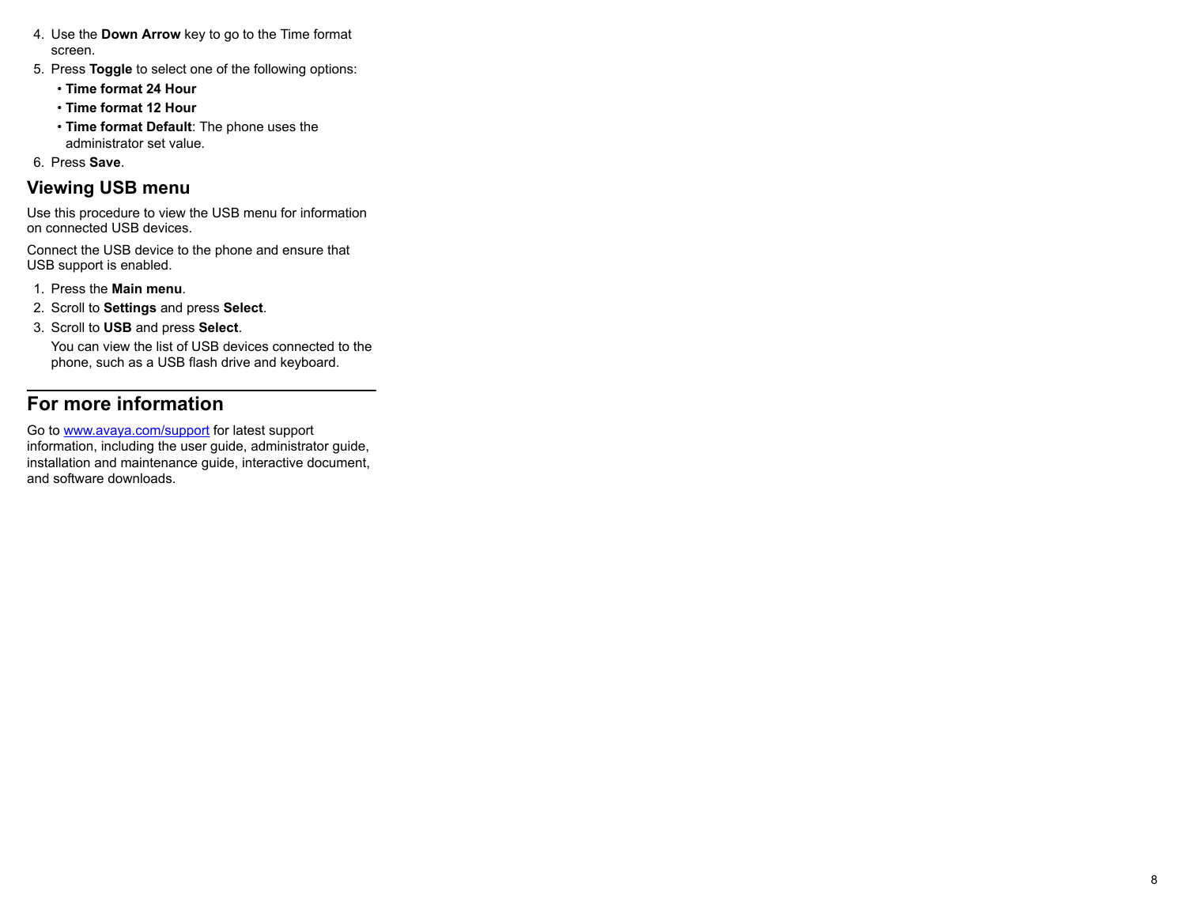4. Use the **Down Arrow** key to go to the Time format screen.
5. Press **Toggle** to select one of the following options:
   - **Time format 24 Hour**
   - **Time format 12 Hour**
   - **Time format Default**: The phone uses the administrator set value.
6. Press **Save**.

## Viewing USB menu

Use this procedure to view the USB menu for information on connected USB devices.

Connect the USB device to the phone and ensure that USB support is enabled.

1. Press the **Main menu**.
2. Scroll to **Settings** and press **Select**.
3. Scroll to **USB** and press **Select**.

   You can view the list of USB devices connected to the phone, such as a USB flash drive and keyboard.

## For more information

Go to [www.avaya.com/support](http://www.avaya.com/support) for latest support information, including the user guide, administrator guide, installation and maintenance guide, interactive document, and software downloads.